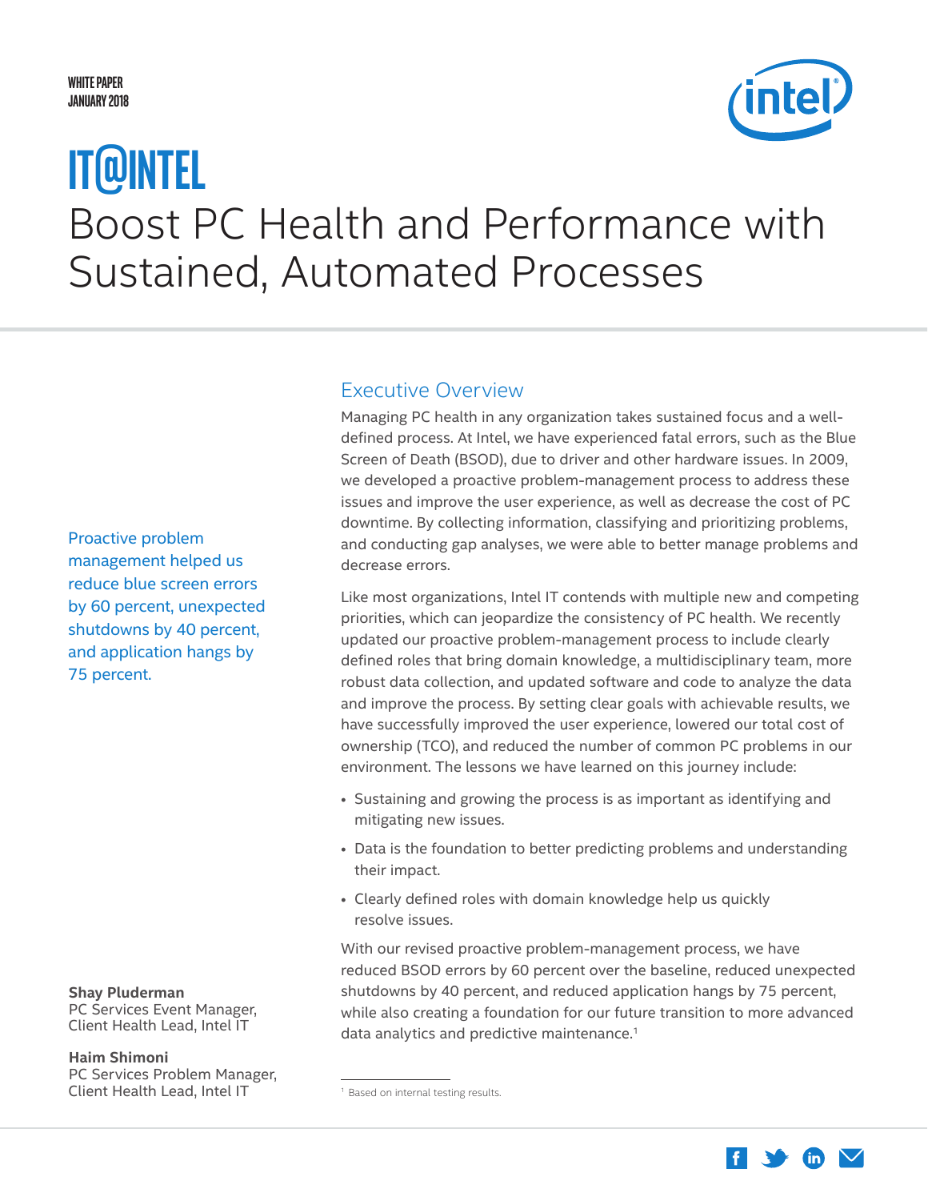WHITE PAPER
JANUARY 2018

# IT@INTEL

# Boost PC Health and Performance with Sustained, Automated Processes

Proactive problem management helped us reduce blue screen errors by 60 percent, unexpected shutdowns by 40 percent, and application hangs by 75 percent.

**Shay Pluderman**
PC Services Event Manager, Client Health Lead, Intel IT

**Haim Shimoni**
PC Services Problem Manager, Client Health Lead, Intel IT

## Executive Overview

Managing PC health in any organization takes sustained focus and a well-defined process. At Intel, we have experienced fatal errors, such as the Blue Screen of Death (BSOD), due to driver and other hardware issues. In 2009, we developed a proactive problem-management process to address these issues and improve the user experience, as well as decrease the cost of PC downtime. By collecting information, classifying and prioritizing problems, and conducting gap analyses, we were able to better manage problems and decrease errors.

Like most organizations, Intel IT contends with multiple new and competing priorities, which can jeopardize the consistency of PC health. We recently updated our proactive problem-management process to include clearly defined roles that bring domain knowledge, a multidisciplinary team, more robust data collection, and updated software and code to analyze the data and improve the process. By setting clear goals with achievable results, we have successfully improved the user experience, lowered our total cost of ownership (TCO), and reduced the number of common PC problems in our environment. The lessons we have learned on this journey include:

- Sustaining and growing the process is as important as identifying and mitigating new issues.
- Data is the foundation to better predicting problems and understanding their impact.
- Clearly defined roles with domain knowledge help us quickly resolve issues.

With our revised proactive problem-management process, we have reduced BSOD errors by 60 percent over the baseline, reduced unexpected shutdowns by 40 percent, and reduced application hangs by 75 percent, while also creating a foundation for our future transition to more advanced data analytics and predictive maintenance.[1]

[1] Based on internal testing results.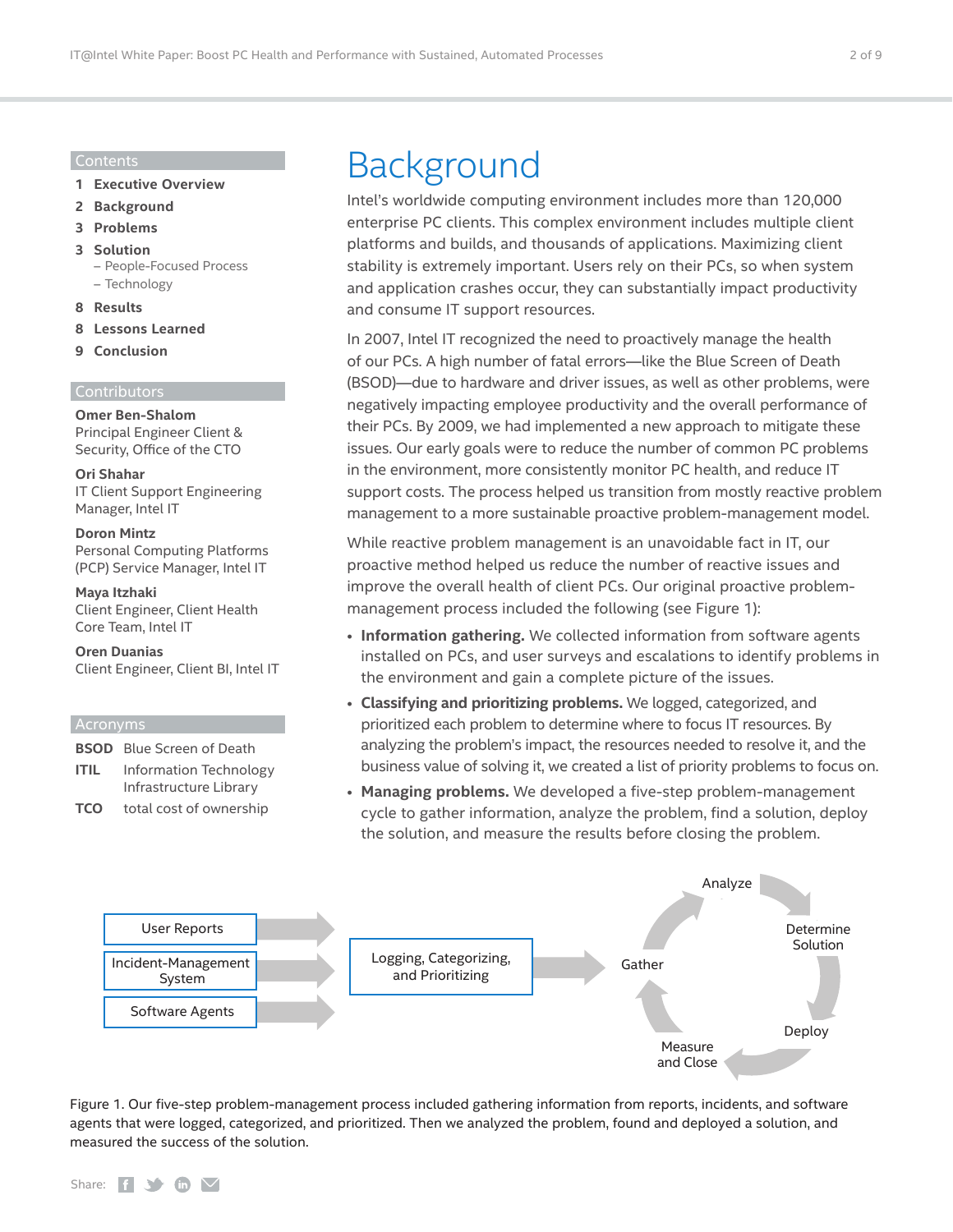## Contents

1 **Executive Overview**
2 **Background**
3 **Problems**
3 **Solution**
– People-Focused Process
– Technology
8 **Results**
8 **Lessons Learned**
9 **Conclusion**

## Contributors

**Omer Ben-Shalom**
Principal Engineer Client & Security, Office of the CTO

**Ori Shahar**
IT Client Support Engineering Manager, Intel IT

**Doron Mintz**
Personal Computing Platforms (PCP) Service Manager, Intel IT

**Maya Itzhaki**
Client Engineer, Client Health Core Team, Intel IT

**Oren Duanias**
Client Engineer, Client BI, Intel IT

## Acronyms

| | |
|---|---|
| **BSOD** | Blue Screen of Death |
| **ITIL** | Information Technology Infrastructure Library |
| **TCO** | total cost of ownership |

# Background

Intel's worldwide computing environment includes more than 120,000 enterprise PC clients. This complex environment includes multiple client platforms and builds, and thousands of applications. Maximizing client stability is extremely important. Users rely on their PCs, so when system and application crashes occur, they can substantially impact productivity and consume IT support resources.

In 2007, Intel IT recognized the need to proactively manage the health of our PCs. A high number of fatal errors—like the Blue Screen of Death (BSOD)—due to hardware and driver issues, as well as other problems, were negatively impacting employee productivity and the overall performance of their PCs. By 2009, we had implemented a new approach to mitigate these issues. Our early goals were to reduce the number of common PC problems in the environment, more consistently monitor PC health, and reduce IT support costs. The process helped us transition from mostly reactive problem management to a more sustainable proactive problem-management model.

While reactive problem management is an unavoidable fact in IT, our proactive method helped us reduce the number of reactive issues and improve the overall health of client PCs. Our original proactive problem-management process included the following (see Figure 1):

- **Information gathering.** We collected information from software agents installed on PCs, and user surveys and escalations to identify problems in the environment and gain a complete picture of the issues.
- **Classifying and prioritizing problems.** We logged, categorized, and prioritized each problem to determine where to focus IT resources. By analyzing the problem's impact, the resources needed to resolve it, and the business value of solving it, we created a list of priority problems to focus on.
- **Managing problems.** We developed a five-step problem-management cycle to gather information, analyze the problem, find a solution, deploy the solution, and measure the results before closing the problem.

User Reports → Incident-Management System → Software Agents → Logging, Categorizing, and Prioritizing → Gather → Analyze → Determine Solution → Deploy → Measure and Close

Figure 1. Our five-step problem-management process included gathering information from reports, incidents, and software agents that were logged, categorized, and prioritized. Then we analyzed the problem, found and deployed a solution, and measured the success of the solution.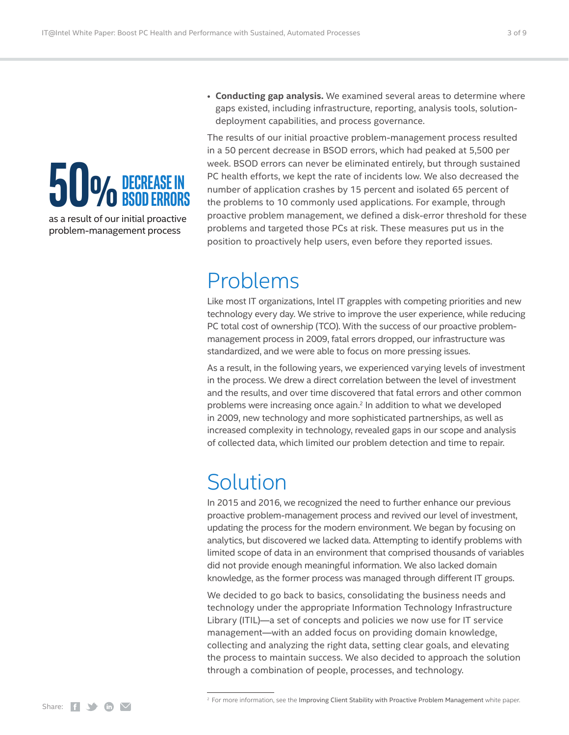**50% DECREASE IN BSOD ERRORS**

as a result of our initial proactive problem-management process

- **Conducting gap analysis.** We examined several areas to determine where gaps existed, including infrastructure, reporting, analysis tools, solution-deployment capabilities, and process governance.

The results of our initial proactive problem-management process resulted in a 50 percent decrease in BSOD errors, which had peaked at 5,500 per week. BSOD errors can never be eliminated entirely, but through sustained PC health efforts, we kept the rate of incidents low. We also decreased the number of application crashes by 15 percent and isolated 65 percent of the problems to 10 commonly used applications. For example, through proactive problem management, we defined a disk-error threshold for these problems and targeted those PCs at risk. These measures put us in the position to proactively help users, even before they reported issues.

# Problems

Like most IT organizations, Intel IT grapples with competing priorities and new technology every day. We strive to improve the user experience, while reducing PC total cost of ownership (TCO). With the success of our proactive problem-management process in 2009, fatal errors dropped, our infrastructure was standardized, and we were able to focus on more pressing issues.

As a result, in the following years, we experienced varying levels of investment in the process. We drew a direct correlation between the level of investment and the results, and over time discovered that fatal errors and other common problems were increasing once again.[2] In addition to what we developed in 2009, new technology and more sophisticated partnerships, as well as increased complexity in technology, revealed gaps in our scope and analysis of collected data, which limited our problem detection and time to repair.

# Solution

In 2015 and 2016, we recognized the need to further enhance our previous proactive problem-management process and revived our level of investment, updating the process for the modern environment. We began by focusing on analytics, but discovered we lacked data. Attempting to identify problems with limited scope of data in an environment that comprised thousands of variables did not provide enough meaningful information. We also lacked domain knowledge, as the former process was managed through different IT groups.

We decided to go back to basics, consolidating the business needs and technology under the appropriate Information Technology Infrastructure Library (ITIL)—a set of concepts and policies we now use for IT service management—with an added focus on providing domain knowledge, collecting and analyzing the right data, setting clear goals, and elevating the process to maintain success. We also decided to approach the solution through a combination of people, processes, and technology.

[2] For more information, see the Improving Client Stability with Proactive Problem Management white paper.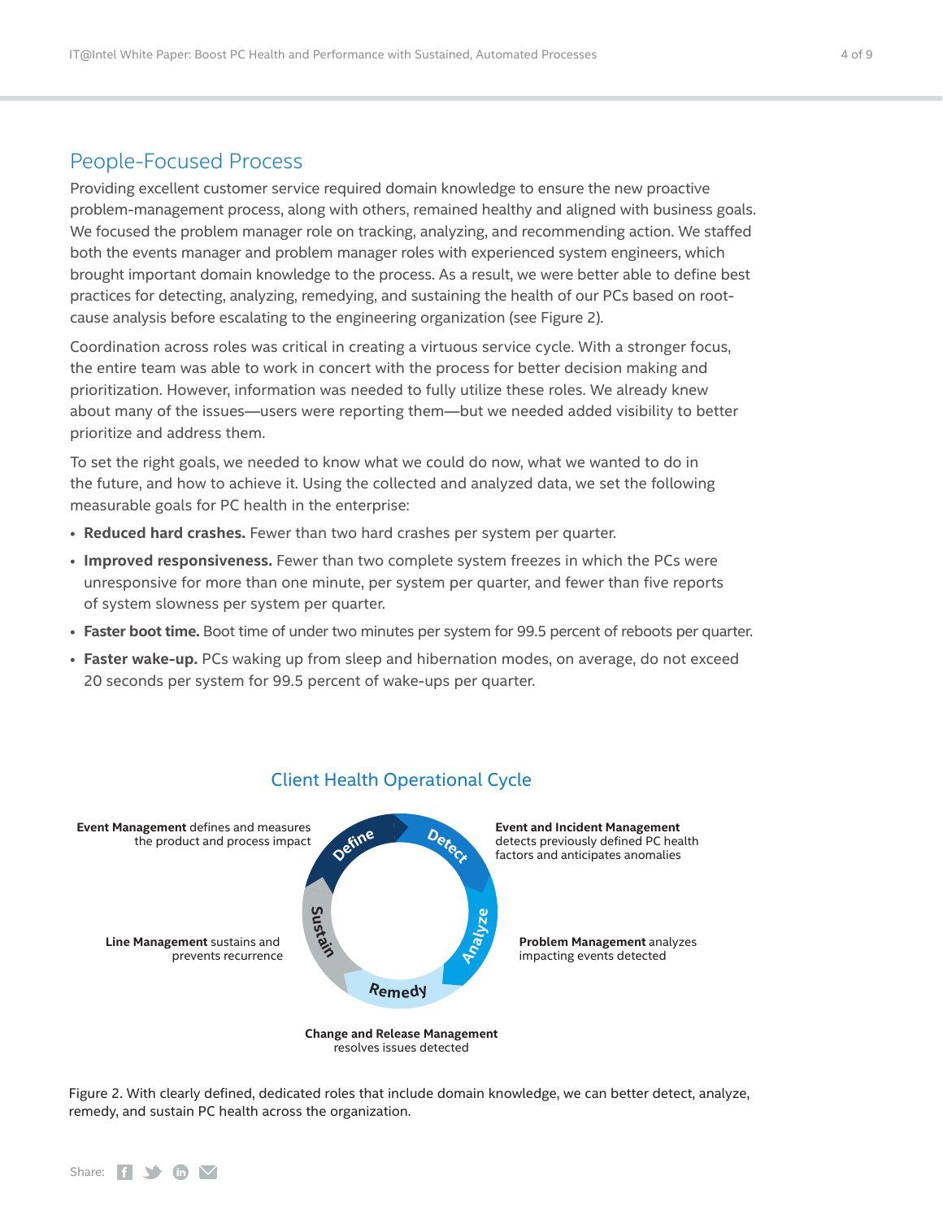## People-Focused Process

Providing excellent customer service required domain knowledge to ensure the new proactive problem-management process, along with others, remained healthy and aligned with business goals. We focused the problem manager role on tracking, analyzing, and recommending action. We staffed both the events manager and problem manager roles with experienced system engineers, which brought important domain knowledge to the process. As a result, we were better able to define best practices for detecting, analyzing, remedying, and sustaining the health of our PCs based on root-cause analysis before escalating to the engineering organization (see Figure 2).

Coordination across roles was critical in creating a virtuous service cycle. With a stronger focus, the entire team was able to work in concert with the process for better decision making and prioritization. However, information was needed to fully utilize these roles. We already knew about many of the issues—users were reporting them—but we needed added visibility to better prioritize and address them.

To set the right goals, we needed to know what we could do now, what we wanted to do in the future, and how to achieve it. Using the collected and analyzed data, we set the following measurable goals for PC health in the enterprise:

- **Reduced hard crashes.** Fewer than two hard crashes per system per quarter.
- **Improved responsiveness.** Fewer than two complete system freezes in which the PCs were unresponsive for more than one minute, per system per quarter, and fewer than five reports of system slowness per system per quarter.
- **Faster boot time.** Boot time of under two minutes per system for 99.5 percent of reboots per quarter.
- **Faster wake-up.** PCs waking up from sleep and hibernation modes, on average, do not exceed 20 seconds per system for 99.5 percent of wake-ups per quarter.

### Client Health Operational Cycle

- **Define** — **Event Management** defines and measures the product and process impact
- **Detect** — **Event and Incident Management** detects previously defined PC health factors and anticipates anomalies
- **Analyze** — **Problem Management** analyzes impacting events detected
- **Remedy** — **Change and Release Management** resolves issues detected
- **Sustain** — **Line Management** sustains and prevents recurrence

Figure 2. With clearly defined, dedicated roles that include domain knowledge, we can better detect, analyze, remedy, and sustain PC health across the organization.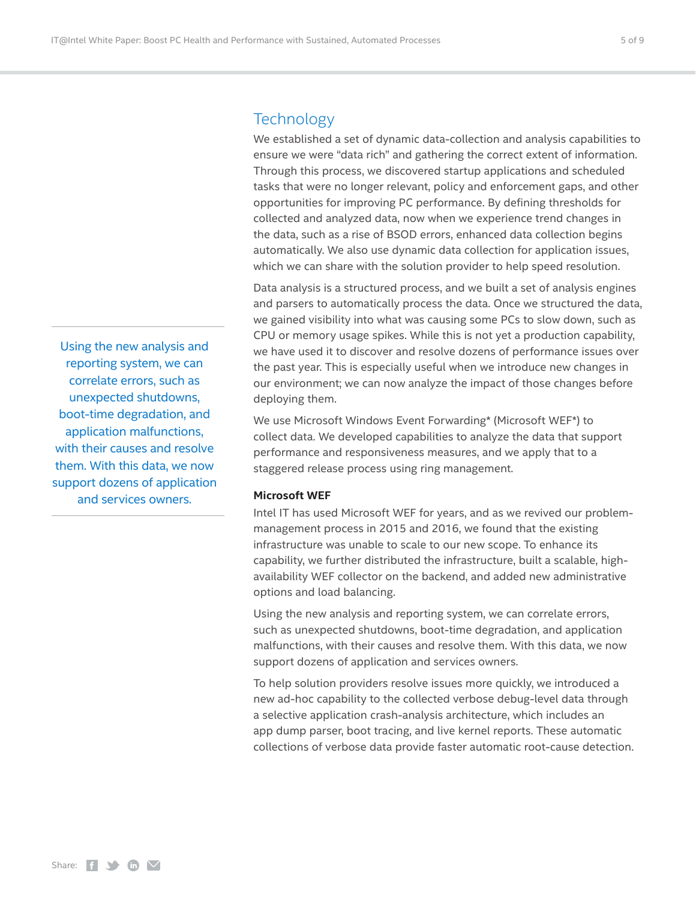## Technology

We established a set of dynamic data-collection and analysis capabilities to ensure we were "data rich" and gathering the correct extent of information. Through this process, we discovered startup applications and scheduled tasks that were no longer relevant, policy and enforcement gaps, and other opportunities for improving PC performance. By defining thresholds for collected and analyzed data, now when we experience trend changes in the data, such as a rise of BSOD errors, enhanced data collection begins automatically. We also use dynamic data collection for application issues, which we can share with the solution provider to help speed resolution.

Data analysis is a structured process, and we built a set of analysis engines and parsers to automatically process the data. Once we structured the data, we gained visibility into what was causing some PCs to slow down, such as CPU or memory usage spikes. While this is not yet a production capability, we have used it to discover and resolve dozens of performance issues over the past year. This is especially useful when we introduce new changes in our environment; we can now analyze the impact of those changes before deploying them.

We use Microsoft Windows Event Forwarding* (Microsoft WEF*) to collect data. We developed capabilities to analyze the data that support performance and responsiveness measures, and we apply that to a staggered release process using ring management.

> Using the new analysis and reporting system, we can correlate errors, such as unexpected shutdowns, boot-time degradation, and application malfunctions, with their causes and resolve them. With this data, we now support dozens of application and services owners.

### Microsoft WEF

Intel IT has used Microsoft WEF for years, and as we revived our problem-management process in 2015 and 2016, we found that the existing infrastructure was unable to scale to our new scope. To enhance its capability, we further distributed the infrastructure, built a scalable, high-availability WEF collector on the backend, and added new administrative options and load balancing.

Using the new analysis and reporting system, we can correlate errors, such as unexpected shutdowns, boot-time degradation, and application malfunctions, with their causes and resolve them. With this data, we now support dozens of application and services owners.

To help solution providers resolve issues more quickly, we introduced a new ad-hoc capability to the collected verbose debug-level data through a selective application crash-analysis architecture, which includes an app dump parser, boot tracing, and live kernel reports. These automatic collections of verbose data provide faster automatic root-cause detection.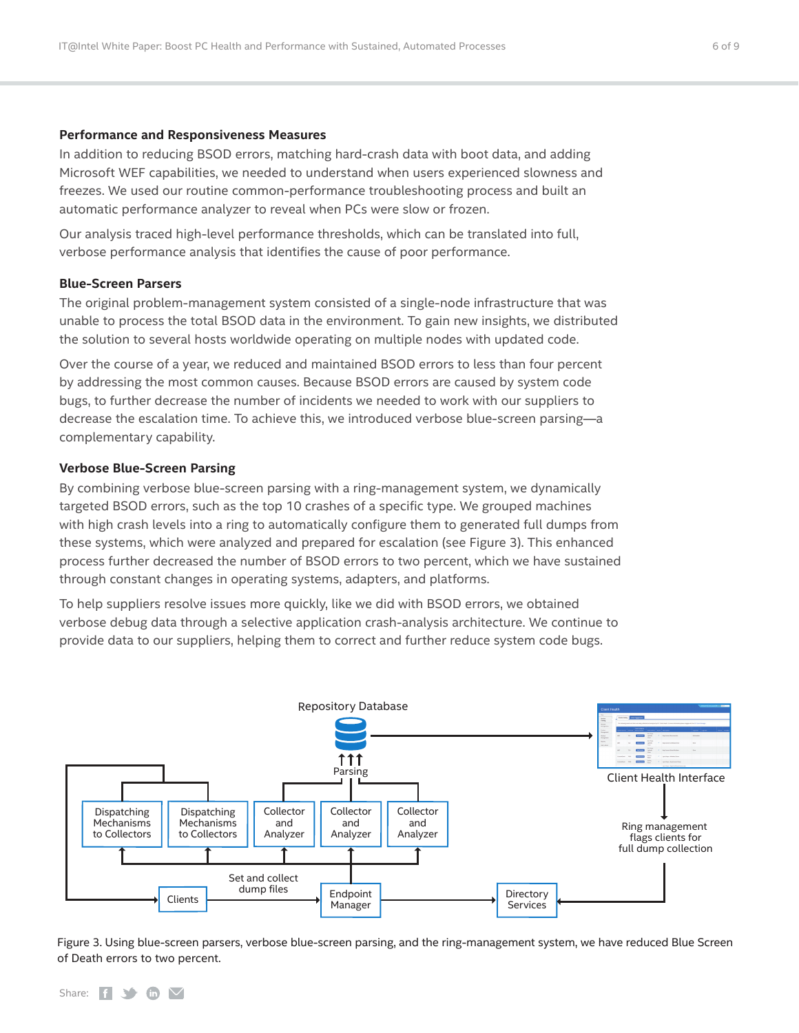### Performance and Responsiveness Measures

In addition to reducing BSOD errors, matching hard-crash data with boot data, and adding Microsoft WEF capabilities, we needed to understand when users experienced slowness and freezes. We used our routine common-performance troubleshooting process and built an automatic performance analyzer to reveal when PCs were slow or frozen.

Our analysis traced high-level performance thresholds, which can be translated into full, verbose performance analysis that identifies the cause of poor performance.

### Blue-Screen Parsers

The original problem-management system consisted of a single-node infrastructure that was unable to process the total BSOD data in the environment. To gain new insights, we distributed the solution to several hosts worldwide operating on multiple nodes with updated code.

Over the course of a year, we reduced and maintained BSOD errors to less than four percent by addressing the most common causes. Because BSOD errors are caused by system code bugs, to further decrease the number of incidents we needed to work with our suppliers to decrease the escalation time. To achieve this, we introduced verbose blue-screen parsing—a complementary capability.

### Verbose Blue-Screen Parsing

By combining verbose blue-screen parsing with a ring-management system, we dynamically targeted BSOD errors, such as the top 10 crashes of a specific type. We grouped machines with high crash levels into a ring to automatically configure them to generated full dumps from these systems, which were analyzed and prepared for escalation (see Figure 3). This enhanced process further decreased the number of BSOD errors to two percent, which we have sustained through constant changes in operating systems, adapters, and platforms.

To help suppliers resolve issues more quickly, like we did with BSOD errors, we obtained verbose debug data through a selective application crash-analysis architecture. We continue to provide data to our suppliers, helping them to correct and further reduce system code bugs.

Repository Database

Parsing

Client Health Interface

Dispatching Mechanisms to Collectors | Dispatching Mechanisms to Collectors | Collector and Analyzer | Collector and Analyzer | Collector and Analyzer

Ring management flags clients for full dump collection

Clients | Set and collect dump files | Endpoint Manager | Directory Services

Figure 3. Using blue-screen parsers, verbose blue-screen parsing, and the ring-management system, we have reduced Blue Screen of Death errors to two percent.

Share: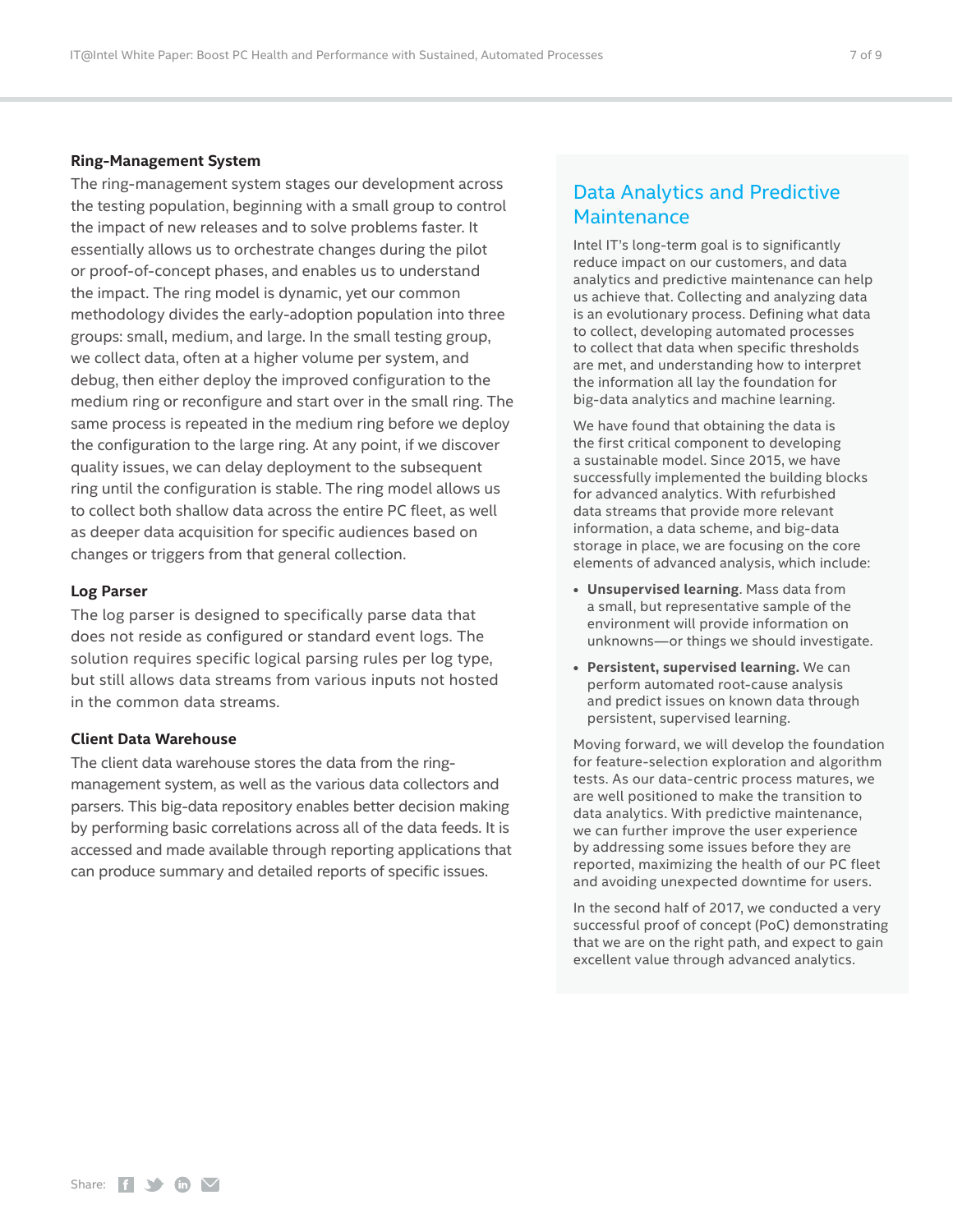### Ring-Management System

The ring-management system stages our development across the testing population, beginning with a small group to control the impact of new releases and to solve problems faster. It essentially allows us to orchestrate changes during the pilot or proof-of-concept phases, and enables us to understand the impact. The ring model is dynamic, yet our common methodology divides the early-adoption population into three groups: small, medium, and large. In the small testing group, we collect data, often at a higher volume per system, and debug, then either deploy the improved configuration to the medium ring or reconfigure and start over in the small ring. The same process is repeated in the medium ring before we deploy the configuration to the large ring. At any point, if we discover quality issues, we can delay deployment to the subsequent ring until the configuration is stable. The ring model allows us to collect both shallow data across the entire PC fleet, as well as deeper data acquisition for specific audiences based on changes or triggers from that general collection.

### Log Parser

The log parser is designed to specifically parse data that does not reside as configured or standard event logs. The solution requires specific logical parsing rules per log type, but still allows data streams from various inputs not hosted in the common data streams.

### Client Data Warehouse

The client data warehouse stores the data from the ring-management system, as well as the various data collectors and parsers. This big-data repository enables better decision making by performing basic correlations across all of the data feeds. It is accessed and made available through reporting applications that can produce summary and detailed reports of specific issues.

## Data Analytics and Predictive Maintenance

Intel IT's long-term goal is to significantly reduce impact on our customers, and data analytics and predictive maintenance can help us achieve that. Collecting and analyzing data is an evolutionary process. Defining what data to collect, developing automated processes to collect that data when specific thresholds are met, and understanding how to interpret the information all lay the foundation for big-data analytics and machine learning.

We have found that obtaining the data is the first critical component to developing a sustainable model. Since 2015, we have successfully implemented the building blocks for advanced analytics. With refurbished data streams that provide more relevant information, a data scheme, and big-data storage in place, we are focusing on the core elements of advanced analysis, which include:

- **Unsupervised learning**. Mass data from a small, but representative sample of the environment will provide information on unknowns—or things we should investigate.
- **Persistent, supervised learning.** We can perform automated root-cause analysis and predict issues on known data through persistent, supervised learning.

Moving forward, we will develop the foundation for feature-selection exploration and algorithm tests. As our data-centric process matures, we are well positioned to make the transition to data analytics. With predictive maintenance, we can further improve the user experience by addressing some issues before they are reported, maximizing the health of our PC fleet and avoiding unexpected downtime for users.

In the second half of 2017, we conducted a very successful proof of concept (PoC) demonstrating that we are on the right path, and expect to gain excellent value through advanced analytics.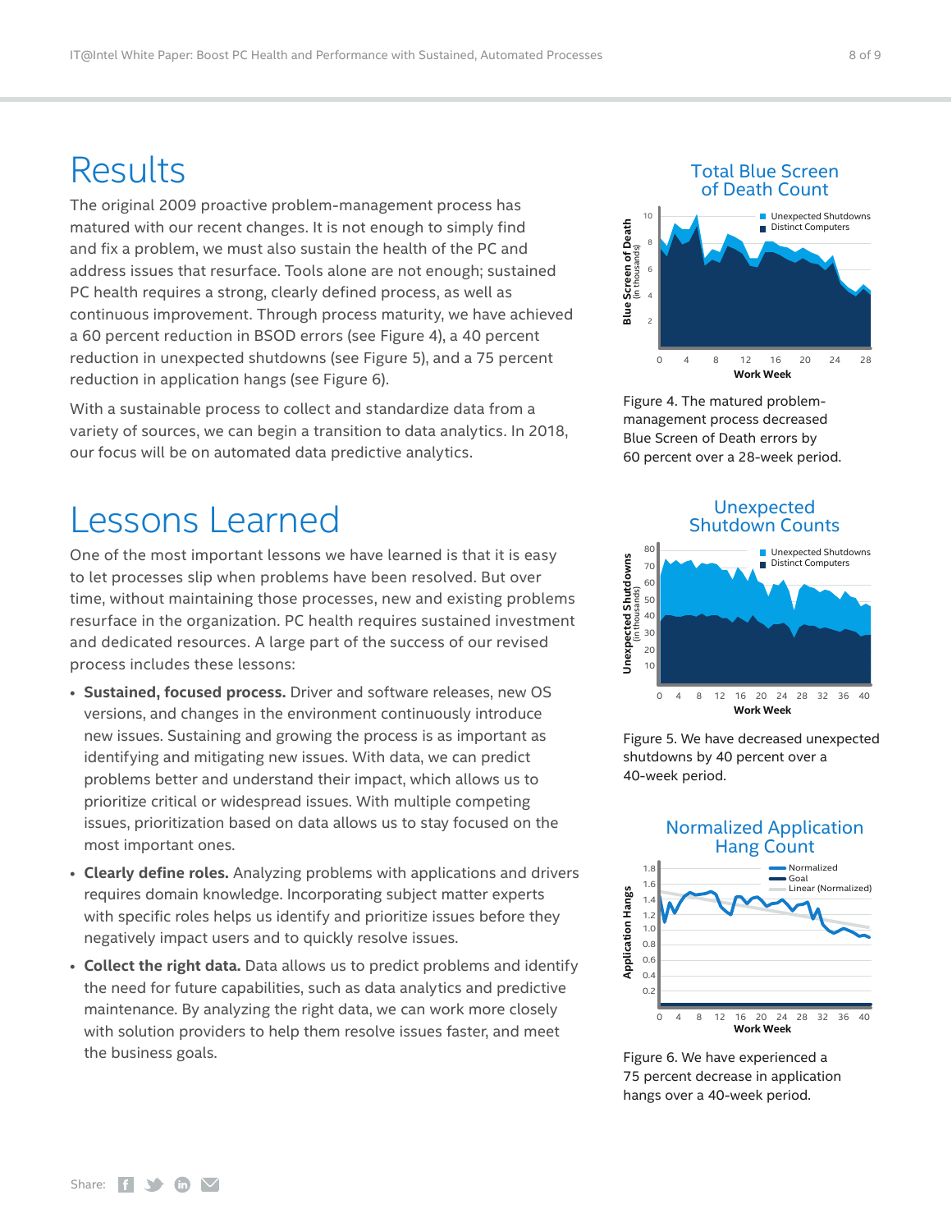# Results

The original 2009 proactive problem-management process has matured with our recent changes. It is not enough to simply find and fix a problem, we must also sustain the health of the PC and address issues that resurface. Tools alone are not enough; sustained PC health requires a strong, clearly defined process, as well as continuous improvement. Through process maturity, we have achieved a 60 percent reduction in BSOD errors (see Figure 4), a 40 percent reduction in unexpected shutdowns (see Figure 5), and a 75 percent reduction in application hangs (see Figure 6).

With a sustainable process to collect and standardize data from a variety of sources, we can begin a transition to data analytics. In 2018, our focus will be on automated data predictive analytics.

# Lessons Learned

One of the most important lessons we have learned is that it is easy to let processes slip when problems have been resolved. But over time, without maintaining those processes, new and existing problems resurface in the organization. PC health requires sustained investment and dedicated resources. A large part of the success of our revised process includes these lessons:

- **Sustained, focused process.** Driver and software releases, new OS versions, and changes in the environment continuously introduce new issues. Sustaining and growing the process is as important as identifying and mitigating new issues. With data, we can predict problems better and understand their impact, which allows us to prioritize critical or widespread issues. With multiple competing issues, prioritization based on data allows us to stay focused on the most important ones.
- **Clearly define roles.** Analyzing problems with applications and drivers requires domain knowledge. Incorporating subject matter experts with specific roles helps us identify and prioritize issues before they negatively impact users and to quickly resolve issues.
- **Collect the right data.** Data allows us to predict problems and identify the need for future capabilities, such as data analytics and predictive maintenance. By analyzing the right data, we can work more closely with solution providers to help them resolve issues faster, and meet the business goals.

Figure 4. The matured problem-management process decreased Blue Screen of Death errors by 60 percent over a 28-week period.

Figure 5. We have decreased unexpected shutdowns by 40 percent over a 40-week period.

Figure 6. We have experienced a 75 percent decrease in application hangs over a 40-week period.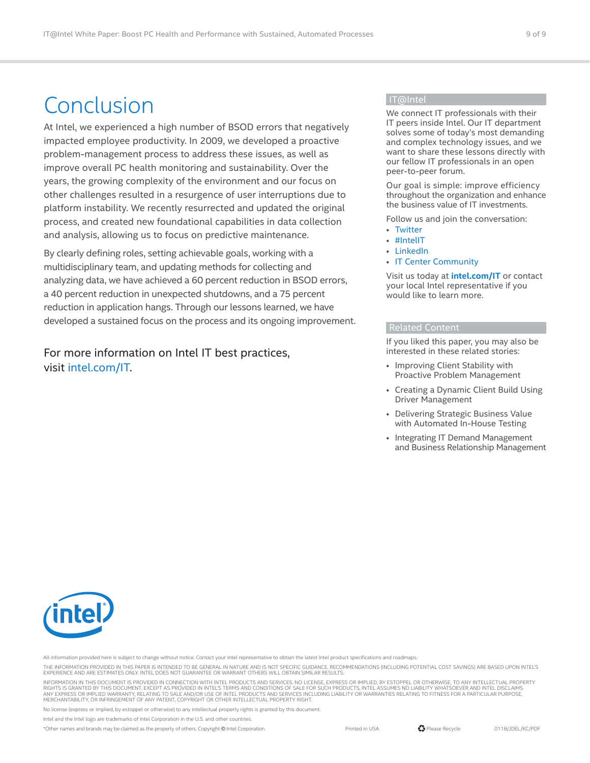# Conclusion

At Intel, we experienced a high number of BSOD errors that negatively impacted employee productivity. In 2009, we developed a proactive problem-management process to address these issues, as well as improve overall PC health monitoring and sustainability. Over the years, the growing complexity of the environment and our focus on other challenges resulted in a resurgence of user interruptions due to platform instability. We recently resurrected and updated the original process, and created new foundational capabilities in data collection and analysis, allowing us to focus on predictive maintenance.

By clearly defining roles, setting achievable goals, working with a multidisciplinary team, and updating methods for collecting and analyzing data, we have achieved a 60 percent reduction in BSOD errors, a 40 percent reduction in unexpected shutdowns, and a 75 percent reduction in application hangs. Through our lessons learned, we have developed a sustained focus on the process and its ongoing improvement.

For more information on Intel IT best practices, visit intel.com/IT.

## IT@Intel

We connect IT professionals with their IT peers inside Intel. Our IT department solves some of today's most demanding and complex technology issues, and we want to share these lessons directly with our fellow IT professionals in an open peer-to-peer forum.

Our goal is simple: improve efficiency throughout the organization and enhance the business value of IT investments.

Follow us and join the conversation:

- Twitter
- #IntelIT
- LinkedIn
- IT Center Community

Visit us today at **intel.com/IT** or contact your local Intel representative if you would like to learn more.

## Related Content

If you liked this paper, you may also be interested in these related stories:

- Improving Client Stability with Proactive Problem Management
- Creating a Dynamic Client Build Using Driver Management
- Delivering Strategic Business Value with Automated In-House Testing
- Integrating IT Demand Management and Business Relationship Management

All information provided here is subject to change without notice. Contact your Intel representative to obtain the latest Intel product specifications and roadmaps.

THE INFORMATION PROVIDED IN THIS PAPER IS INTENDED TO BE GENERAL IN NATURE AND IS NOT SPECIFIC GUIDANCE. RECOMMENDATIONS (INCLUDING POTENTIAL COST SAVINGS) ARE BASED UPON INTEL'S EXPERIENCE AND ARE ESTIMATES ONLY. INTEL DOES NOT GUARANTEE OR WARRANT OTHERS WILL OBTAIN SIMILAR RESULTS.

INFORMATION IN THIS DOCUMENT IS PROVIDED IN CONNECTION WITH INTEL PRODUCTS AND SERVICES. NO LICENSE, EXPRESS OR IMPLIED, BY ESTOPPEL OR OTHERWISE, TO ANY INTELLECTUAL PROPERTY RIGHTS IS GRANTED BY THIS DOCUMENT. EXCEPT AS PROVIDED IN INTEL'S TERMS AND CONDITIONS OF SALE FOR SUCH PRODUCTS, INTEL ASSUMES NO LIABILITY WHATSOEVER AND INTEL DISCLAIMS ANY EXPRESS OR IMPLIED WARRANTY, RELATING TO SALE AND/OR USE OF INTEL PRODUCTS AND SERVICES INCLUDING LIABILITY OR WARRANTIES RELATING TO FITNESS FOR A PARTICULAR PURPOSE, MERCHANTABILITY, OR INFRINGEMENT OF ANY PATENT, COPYRIGHT OR OTHER INTELLECTUAL PROPERTY RIGHT.

No license (express or implied, by estoppel or otherwise) to any intellectual property rights is granted by this document.

Intel and the Intel logo are trademarks of Intel Corporation in the U.S. and other countries.

*Other names and brands may be claimed as the property of others. Copyright © Intel Corporation. Printed in USA Please Recycle 0118/JDEL/KC/PDF